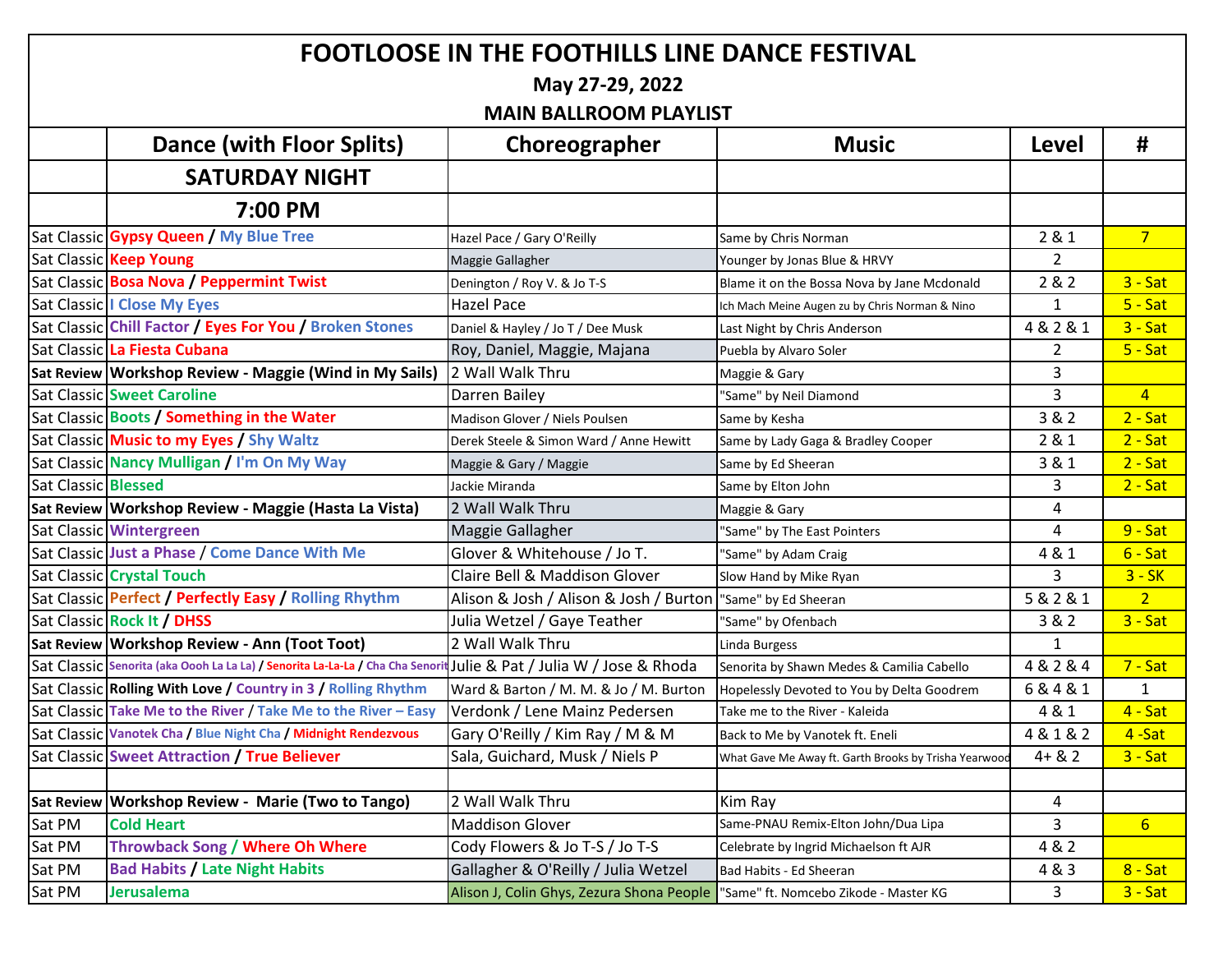# FOOTLOOSE IN THE FOOTHILLS LINE DANCE FESTIVAL

**May 27-29, 2022**

**MAIN BALLROOM PLAYLIST**

| | Dance (with Floor Splits) | Choreographer | Music | Level | # |
|---|---|---|---|---|---|
| | **SATURDAY NIGHT** | | | | |
| | **7:00 PM** | | | | |
| Sat Classic | Gypsy Queen / My Blue Tree | Hazel Pace / Gary O'Reilly | Same by Chris Norman | 2 & 1 | 7 |
| Sat Classic | Keep Young | Maggie Gallagher | Younger by Jonas Blue & HRVY | 2 | |
| Sat Classic | Bosa Nova / Peppermint Twist | Denington / Roy V. & Jo T-S | Blame it on the Bossa Nova by Jane Mcdonald | 2 & 2 | 3 - Sat |
| Sat Classic | I Close My Eyes | Hazel Pace | Ich Mach Meine Augen zu by Chris Norman & Nino | 1 | 5 - Sat |
| Sat Classic | Chill Factor / Eyes For You / Broken Stones | Daniel & Hayley / Jo T / Dee Musk | Last Night by Chris Anderson | 4 & 2 & 1 | 3 - Sat |
| Sat Classic | La Fiesta Cubana | Roy, Daniel, Maggie, Majana | Puebla by Alvaro Soler | 2 | 5 - Sat |
| **Sat Review** | **Workshop Review - Maggie (Wind in My Sails)** | 2 Wall Walk Thru | Maggie & Gary | 3 | |
| Sat Classic | Sweet Caroline | Darren Bailey | "Same" by Neil Diamond | 3 | 4 |
| Sat Classic | Boots / Something in the Water | Madison Glover / Niels Poulsen | Same by Kesha | 3 & 2 | 2 - Sat |
| Sat Classic | Music to my Eyes / Shy Waltz | Derek Steele & Simon Ward / Anne Hewitt | Same by Lady Gaga & Bradley Cooper | 2 & 1 | 2 - Sat |
| Sat Classic | Nancy Mulligan / I'm On My Way | Maggie & Gary / Maggie | Same by Ed Sheeran | 3 & 1 | 2 - Sat |
| Sat Classic | Blessed | Jackie Miranda | Same by Elton John | 3 | 2 - Sat |
| **Sat Review** | **Workshop Review - Maggie (Hasta La Vista)** | 2 Wall Walk Thru | Maggie & Gary | 4 | |
| Sat Classic | Wintergreen | Maggie Gallagher | "Same" by The East Pointers | 4 | 9 - Sat |
| Sat Classic | Just a Phase / Come Dance With Me | Glover & Whitehouse / Jo T. | "Same" by Adam Craig | 4 & 1 | 6 - Sat |
| Sat Classic | Crystal Touch | Claire Bell & Maddison Glover | Slow Hand by Mike Ryan | 3 | 3 - SK |
| Sat Classic | Perfect / Perfectly Easy / Rolling Rhythm | Alison & Josh / Alison & Josh / Burton | "Same" by Ed Sheeran | 5 & 2 & 1 | 2 |
| Sat Classic | Rock It / DHSS | Julia Wetzel / Gaye Teather | "Same" by Ofenbach | 3 & 2 | 3 - Sat |
| **Sat Review** | **Workshop Review - Ann (Toot Toot)** | 2 Wall Walk Thru | Linda Burgess | 1 | |
| Sat Classic | Senorita (aka Oooh La La La) / Senorita La-La-La / Cha Cha Senorit | Julie & Pat / Julia W / Jose & Rhoda | Senorita by Shawn Medes & Camilia Cabello | 4 & 2 & 4 | 7 - Sat |
| Sat Classic | **Rolling With Love** / Country in 3 / Rolling Rhythm | Ward & Barton / M. M. & Jo / M. Burton | Hopelessly Devoted to You by Delta Goodrem | 6 & 4 & 1 | 1 |
| Sat Classic | Take Me to the River / Take Me to the River – Easy | Verdonk / Lene Mainz Pedersen | Take me to the River - Kaleida | 4 & 1 | 4 - Sat |
| Sat Classic | Vanotek Cha / Blue Night Cha / Midnight Rendezvous | Gary O'Reilly / Kim Ray / M & M | Back to Me by Vanotek ft. Eneli | 4 & 1 & 2 | 4 -Sat |
| Sat Classic | Sweet Attraction / True Believer | Sala, Guichard, Musk / Niels P | What Gave Me Away ft. Garth Brooks by Trisha Yearwood | 4+ & 2 | 3 - Sat |
| | | | | | |
| **Sat Review** | **Workshop Review - Marie (Two to Tango)** | 2 Wall Walk Thru | Kim Ray | 4 | |
| Sat PM | Cold Heart | Maddison Glover | Same-PNAU Remix-Elton John/Dua Lipa | 3 | 6 |
| Sat PM | Throwback Song / Where Oh Where | Cody Flowers & Jo T-S / Jo T-S | Celebrate by Ingrid Michaelson ft AJR | 4 & 2 | |
| Sat PM | Bad Habits / Late Night Habits | Gallagher & O'Reilly / Julia Wetzel | Bad Habits - Ed Sheeran | 4 & 3 | 8 - Sat |
| Sat PM | Jerusalema | Alison J, Colin Ghys, Zezura Shona People | "Same" ft. Nomcebo Zikode - Master KG | 3 | 3 - Sat |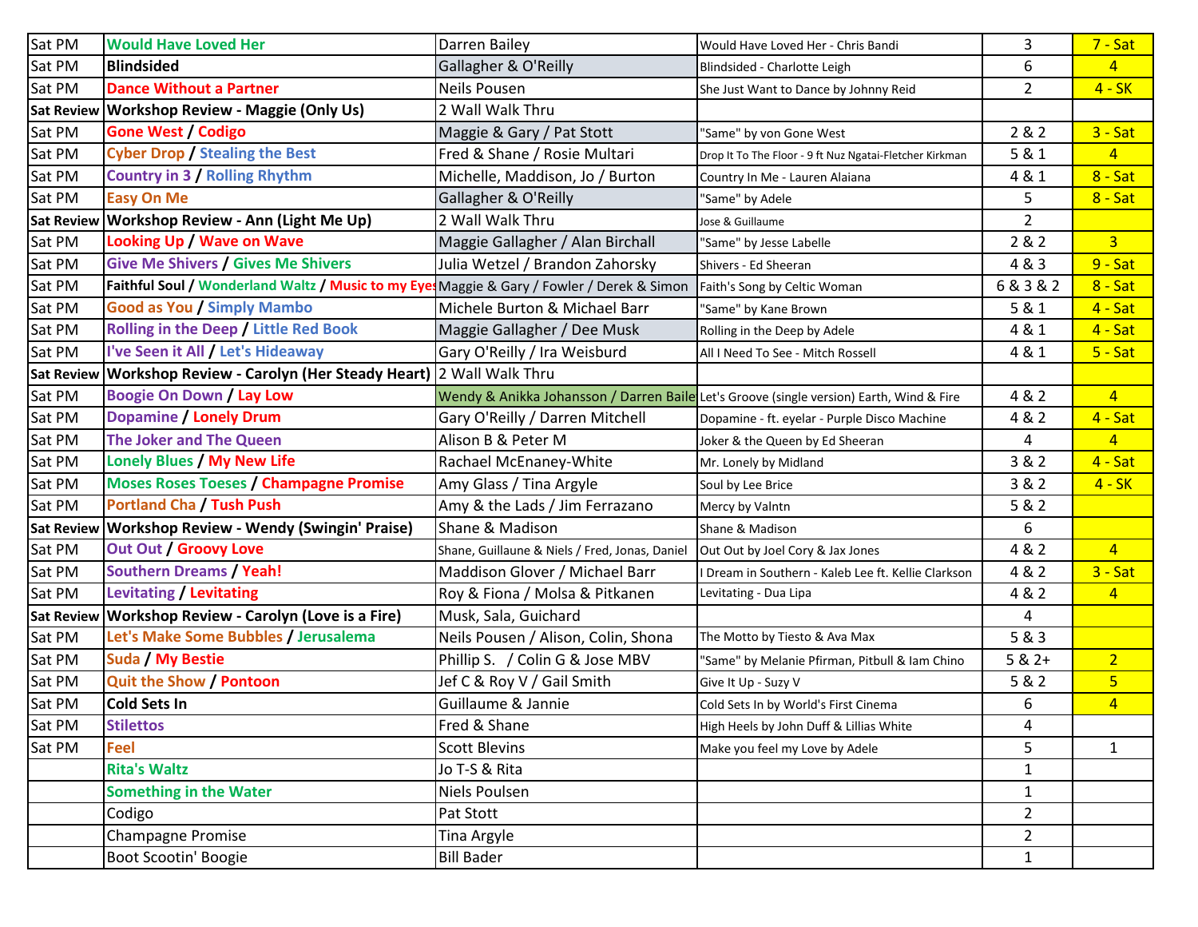| | | | | | |
|---|---|---|---|---|---|
| Sat PM | **Would Have Loved Her** | Darren Bailey | Would Have Loved Her - Chris Bandi | 3 | 7 - Sat |
| Sat PM | **Blindsided** | Gallagher & O'Reilly | Blindsided - Charlotte Leigh | 6 | 4 |
| Sat PM | **Dance Without a Partner** | Neils Pousen | She Just Want to Dance by Johnny Reid | 2 | 4 - SK |
| **Sat Review** | **Workshop Review - Maggie (Only Us)** | 2 Wall Walk Thru | | | |
| Sat PM | **Gone West / Codigo** | Maggie & Gary / Pat Stott | "Same" by von Gone West | 2 & 2 | 3 - Sat |
| Sat PM | **Cyber Drop / Stealing the Best** | Fred & Shane / Rosie Multari | Drop It To The Floor - 9 ft Nuz Ngatai-Fletcher Kirkman | 5 & 1 | 4 |
| Sat PM | **Country in 3 / Rolling Rhythm** | Michelle, Maddison, Jo / Burton | Country In Me - Lauren Alaiana | 4 & 1 | 8 - Sat |
| Sat PM | **Easy On Me** | Gallagher & O'Reilly | "Same" by Adele | 5 | 8 - Sat |
| **Sat Review** | **Workshop Review - Ann (Light Me Up)** | 2 Wall Walk Thru | Jose & Guillaume | 2 | |
| Sat PM | **Looking Up / Wave on Wave** | Maggie Gallagher / Alan Birchall | "Same" by Jesse Labelle | 2 & 2 | 3 |
| Sat PM | **Give Me Shivers / Gives Me Shivers** | Julia Wetzel / Brandon Zahorsky | Shivers - Ed Sheeran | 4 & 3 | 9 - Sat |
| Sat PM | **Faithful Soul / Wonderland Waltz / Music to my Eyes** | Maggie & Gary / Fowler / Derek & Simon | Faith's Song by Celtic Woman | 6 & 3 & 2 | 8 - Sat |
| Sat PM | **Good as You / Simply Mambo** | Michele Burton & Michael Barr | "Same" by Kane Brown | 5 & 1 | 4 - Sat |
| Sat PM | **Rolling in the Deep / Little Red Book** | Maggie Gallagher / Dee Musk | Rolling in the Deep by Adele | 4 & 1 | 4 - Sat |
| Sat PM | **I've Seen it All / Let's Hideaway** | Gary O'Reilly / Ira Weisburd | All I Need To See - Mitch Rossell | 4 & 1 | 5 - Sat |
| **Sat Review** | **Workshop Review - Carolyn (Her Steady Heart)** | 2 Wall Walk Thru | | | |
| Sat PM | **Boogie On Down / Lay Low** | Wendy & Anikka Johansson / Darren Bailey | Let's Groove (single version) Earth, Wind & Fire | 4 & 2 | 4 |
| Sat PM | **Dopamine / Lonely Drum** | Gary O'Reilly / Darren Mitchell | Dopamine - ft. eyelar - Purple Disco Machine | 4 & 2 | 4 - Sat |
| Sat PM | **The Joker and The Queen** | Alison B & Peter M | Joker & the Queen by Ed Sheeran | 4 | 4 |
| Sat PM | **Lonely Blues / My New Life** | Rachael McEnaney-White | Mr. Lonely by Midland | 3 & 2 | 4 - Sat |
| Sat PM | **Moses Roses Toeses / Champagne Promise** | Amy Glass / Tina Argyle | Soul by Lee Brice | 3 & 2 | 4 - SK |
| Sat PM | **Portland Cha / Tush Push** | Amy & the Lads / Jim Ferrazano | Mercy by Valntn | 5 & 2 | |
| **Sat Review** | **Workshop Review - Wendy (Swingin' Praise)** | Shane & Madison | Shane & Madison | 6 | |
| Sat PM | **Out Out / Groovy Love** | Shane, Guillaune & Niels / Fred, Jonas, Daniel | Out Out by Joel Cory & Jax Jones | 4 & 2 | 4 |
| Sat PM | **Southern Dreams / Yeah!** | Maddison Glover / Michael Barr | I Dream in Southern - Kaleb Lee ft. Kellie Clarkson | 4 & 2 | 3 - Sat |
| Sat PM | **Levitating / Levitating** | Roy & Fiona / Molsa & Pitkanen | Levitating - Dua Lipa | 4 & 2 | 4 |
| **Sat Review** | **Workshop Review - Carolyn (Love is a Fire)** | Musk, Sala, Guichard | | 4 | |
| Sat PM | **Let's Make Some Bubbles / Jerusalema** | Neils Pousen / Alison, Colin, Shona | The Motto by Tiesto & Ava Max | 5 & 3 | |
| Sat PM | **Suda / My Bestie** | Phillip S. / Colin G & Jose MBV | "Same" by Melanie Pfirman, Pitbull & Iam Chino | 5 & 2+ | 2 |
| Sat PM | **Quit the Show / Pontoon** | Jef C & Roy V / Gail Smith | Give It Up - Suzy V | 5 & 2 | 5 |
| Sat PM | **Cold Sets In** | Guillaume & Jannie | Cold Sets In by World's First Cinema | 6 | 4 |
| Sat PM | **Stilettos** | Fred & Shane | High Heels by John Duff & Lillias White | 4 | |
| Sat PM | **Feel** | Scott Blevins | Make you feel my Love by Adele | 5 | 1 |
| | **Rita's Waltz** | Jo T-S & Rita | | 1 | |
| | **Something in the Water** | Niels Poulsen | | 1 | |
| | Codigo | Pat Stott | | 2 | |
| | Champagne Promise | Tina Argyle | | 2 | |
| | Boot Scootin' Boogie | Bill Bader | | 1 | |